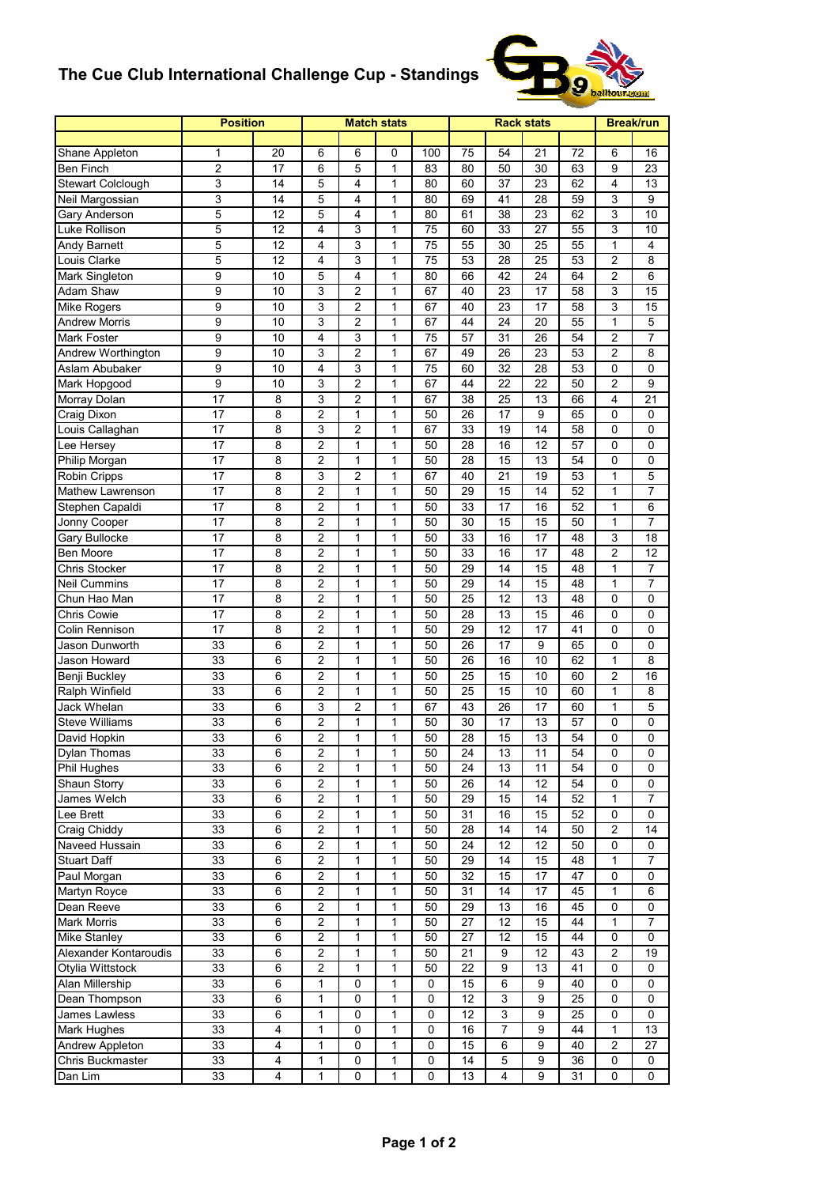# The Cue Club International Challenge Cup - Standings

| | Position | | Match stats | | | | Rack stats | | | | Break/run | |
|---|---|---|---|---|---|---|---|---|---|---|---|---|
| | | | | | | | | | | | | |
| Shane Appleton | 1 | 20 | 6 | 6 | 0 | 100 | 75 | 54 | 21 | 72 | 6 | 16 |
| Ben Finch | 2 | 17 | 6 | 5 | 1 | 83 | 80 | 50 | 30 | 63 | 9 | 23 |
| Stewart Colclough | 3 | 14 | 5 | 4 | 1 | 80 | 60 | 37 | 23 | 62 | 4 | 13 |
| Neil Margossian | 3 | 14 | 5 | 4 | 1 | 80 | 69 | 41 | 28 | 59 | 3 | 9 |
| Gary Anderson | 5 | 12 | 5 | 4 | 1 | 80 | 61 | 38 | 23 | 62 | 3 | 10 |
| Luke Rollison | 5 | 12 | 4 | 3 | 1 | 75 | 60 | 33 | 27 | 55 | 3 | 10 |
| Andy Barnett | 5 | 12 | 4 | 3 | 1 | 75 | 55 | 30 | 25 | 55 | 1 | 4 |
| Louis Clarke | 5 | 12 | 4 | 3 | 1 | 75 | 53 | 28 | 25 | 53 | 2 | 8 |
| Mark Singleton | 9 | 10 | 5 | 4 | 1 | 80 | 66 | 42 | 24 | 64 | 2 | 6 |
| Adam Shaw | 9 | 10 | 3 | 2 | 1 | 67 | 40 | 23 | 17 | 58 | 3 | 15 |
| Mike Rogers | 9 | 10 | 3 | 2 | 1 | 67 | 40 | 23 | 17 | 58 | 3 | 15 |
| Andrew Morris | 9 | 10 | 3 | 2 | 1 | 67 | 44 | 24 | 20 | 55 | 1 | 5 |
| Mark Foster | 9 | 10 | 4 | 3 | 1 | 75 | 57 | 31 | 26 | 54 | 2 | 7 |
| Andrew Worthington | 9 | 10 | 3 | 2 | 1 | 67 | 49 | 26 | 23 | 53 | 2 | 8 |
| Aslam Abubaker | 9 | 10 | 4 | 3 | 1 | 75 | 60 | 32 | 28 | 53 | 0 | 0 |
| Mark Hopgood | 9 | 10 | 3 | 2 | 1 | 67 | 44 | 22 | 22 | 50 | 2 | 9 |
| Morray Dolan | 17 | 8 | 3 | 2 | 1 | 67 | 38 | 25 | 13 | 66 | 4 | 21 |
| Craig Dixon | 17 | 8 | 2 | 1 | 1 | 50 | 26 | 17 | 9 | 65 | 0 | 0 |
| Louis Callaghan | 17 | 8 | 3 | 2 | 1 | 67 | 33 | 19 | 14 | 58 | 0 | 0 |
| Lee Hersey | 17 | 8 | 2 | 1 | 1 | 50 | 28 | 16 | 12 | 57 | 0 | 0 |
| Philip Morgan | 17 | 8 | 2 | 1 | 1 | 50 | 28 | 15 | 13 | 54 | 0 | 0 |
| Robin Cripps | 17 | 8 | 3 | 2 | 1 | 67 | 40 | 21 | 19 | 53 | 1 | 5 |
| Mathew Lawrenson | 17 | 8 | 2 | 1 | 1 | 50 | 29 | 15 | 14 | 52 | 1 | 7 |
| Stephen Capaldi | 17 | 8 | 2 | 1 | 1 | 50 | 33 | 17 | 16 | 52 | 1 | 6 |
| Jonny Cooper | 17 | 8 | 2 | 1 | 1 | 50 | 30 | 15 | 15 | 50 | 1 | 7 |
| Gary Bullocke | 17 | 8 | 2 | 1 | 1 | 50 | 33 | 16 | 17 | 48 | 3 | 18 |
| Ben Moore | 17 | 8 | 2 | 1 | 1 | 50 | 33 | 16 | 17 | 48 | 2 | 12 |
| Chris Stocker | 17 | 8 | 2 | 1 | 1 | 50 | 29 | 14 | 15 | 48 | 1 | 7 |
| Neil Cummins | 17 | 8 | 2 | 1 | 1 | 50 | 29 | 14 | 15 | 48 | 1 | 7 |
| Chun Hao Man | 17 | 8 | 2 | 1 | 1 | 50 | 25 | 12 | 13 | 48 | 0 | 0 |
| Chris Cowie | 17 | 8 | 2 | 1 | 1 | 50 | 28 | 13 | 15 | 46 | 0 | 0 |
| Colin Rennison | 17 | 8 | 2 | 1 | 1 | 50 | 29 | 12 | 17 | 41 | 0 | 0 |
| Jason Dunworth | 33 | 6 | 2 | 1 | 1 | 50 | 26 | 17 | 9 | 65 | 0 | 0 |
| Jason Howard | 33 | 6 | 2 | 1 | 1 | 50 | 26 | 16 | 10 | 62 | 1 | 8 |
| Benji Buckley | 33 | 6 | 2 | 1 | 1 | 50 | 25 | 15 | 10 | 60 | 2 | 16 |
| Ralph Winfield | 33 | 6 | 2 | 1 | 1 | 50 | 25 | 15 | 10 | 60 | 1 | 8 |
| Jack Whelan | 33 | 6 | 3 | 2 | 1 | 67 | 43 | 26 | 17 | 60 | 1 | 5 |
| Steve Williams | 33 | 6 | 2 | 1 | 1 | 50 | 30 | 17 | 13 | 57 | 0 | 0 |
| David Hopkin | 33 | 6 | 2 | 1 | 1 | 50 | 28 | 15 | 13 | 54 | 0 | 0 |
| Dylan Thomas | 33 | 6 | 2 | 1 | 1 | 50 | 24 | 13 | 11 | 54 | 0 | 0 |
| Phil Hughes | 33 | 6 | 2 | 1 | 1 | 50 | 24 | 13 | 11 | 54 | 0 | 0 |
| Shaun Storry | 33 | 6 | 2 | 1 | 1 | 50 | 26 | 14 | 12 | 54 | 0 | 0 |
| James Welch | 33 | 6 | 2 | 1 | 1 | 50 | 29 | 15 | 14 | 52 | 1 | 7 |
| Lee Brett | 33 | 6 | 2 | 1 | 1 | 50 | 31 | 16 | 15 | 52 | 0 | 0 |
| Craig Chiddy | 33 | 6 | 2 | 1 | 1 | 50 | 28 | 14 | 14 | 50 | 2 | 14 |
| Naveed Hussain | 33 | 6 | 2 | 1 | 1 | 50 | 24 | 12 | 12 | 50 | 0 | 0 |
| Stuart Daff | 33 | 6 | 2 | 1 | 1 | 50 | 29 | 14 | 15 | 48 | 1 | 7 |
| Paul Morgan | 33 | 6 | 2 | 1 | 1 | 50 | 32 | 15 | 17 | 47 | 0 | 0 |
| Martyn Royce | 33 | 6 | 2 | 1 | 1 | 50 | 31 | 14 | 17 | 45 | 1 | 6 |
| Dean Reeve | 33 | 6 | 2 | 1 | 1 | 50 | 29 | 13 | 16 | 45 | 0 | 0 |
| Mark Morris | 33 | 6 | 2 | 1 | 1 | 50 | 27 | 12 | 15 | 44 | 1 | 7 |
| Mike Stanley | 33 | 6 | 2 | 1 | 1 | 50 | 27 | 12 | 15 | 44 | 0 | 0 |
| Alexander Kontaroudis | 33 | 6 | 2 | 1 | 1 | 50 | 21 | 9 | 12 | 43 | 2 | 19 |
| Otylia Wittstock | 33 | 6 | 2 | 1 | 1 | 50 | 22 | 9 | 13 | 41 | 0 | 0 |
| Alan Millership | 33 | 6 | 1 | 0 | 1 | 0 | 15 | 6 | 9 | 40 | 0 | 0 |
| Dean Thompson | 33 | 6 | 1 | 0 | 1 | 0 | 12 | 3 | 9 | 25 | 0 | 0 |
| James Lawless | 33 | 6 | 1 | 0 | 1 | 0 | 12 | 3 | 9 | 25 | 0 | 0 |
| Mark Hughes | 33 | 4 | 1 | 0 | 1 | 0 | 16 | 7 | 9 | 44 | 1 | 13 |
| Andrew Appleton | 33 | 4 | 1 | 0 | 1 | 0 | 15 | 6 | 9 | 40 | 2 | 27 |
| Chris Buckmaster | 33 | 4 | 1 | 0 | 1 | 0 | 14 | 5 | 9 | 36 | 0 | 0 |
| Dan Lim | 33 | 4 | 1 | 0 | 1 | 0 | 13 | 4 | 9 | 31 | 0 | 0 |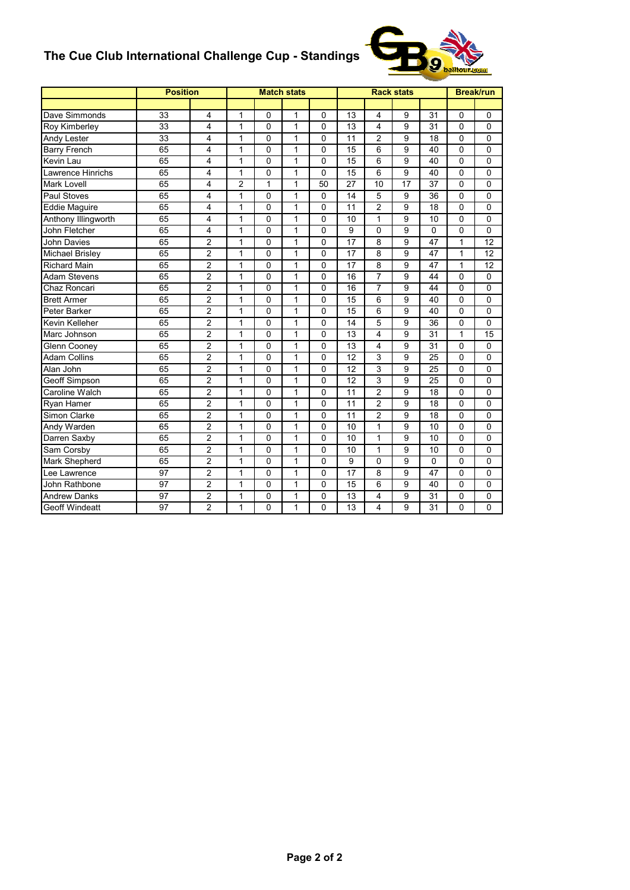## The Cue Club International Challenge Cup - Standings

| | Position | | Match stats | | | | Rack stats | | | | Break/run | |
|---|---|---|---|---|---|---|---|---|---|---|---|---|
| | | | | | | | | | | | | |
| Dave Simmonds | 33 | 4 | 1 | 0 | 1 | 0 | 13 | 4 | 9 | 31 | 0 | 0 |
| Roy Kimberley | 33 | 4 | 1 | 0 | 1 | 0 | 13 | 4 | 9 | 31 | 0 | 0 |
| Andy Lester | 33 | 4 | 1 | 0 | 1 | 0 | 11 | 2 | 9 | 18 | 0 | 0 |
| Barry French | 65 | 4 | 1 | 0 | 1 | 0 | 15 | 6 | 9 | 40 | 0 | 0 |
| Kevin Lau | 65 | 4 | 1 | 0 | 1 | 0 | 15 | 6 | 9 | 40 | 0 | 0 |
| Lawrence Hinrichs | 65 | 4 | 1 | 0 | 1 | 0 | 15 | 6 | 9 | 40 | 0 | 0 |
| Mark Lovell | 65 | 4 | 2 | 1 | 1 | 50 | 27 | 10 | 17 | 37 | 0 | 0 |
| Paul Stoves | 65 | 4 | 1 | 0 | 1 | 0 | 14 | 5 | 9 | 36 | 0 | 0 |
| Eddie Maguire | 65 | 4 | 1 | 0 | 1 | 0 | 11 | 2 | 9 | 18 | 0 | 0 |
| Anthony Illingworth | 65 | 4 | 1 | 0 | 1 | 0 | 10 | 1 | 9 | 10 | 0 | 0 |
| John Fletcher | 65 | 4 | 1 | 0 | 1 | 0 | 9 | 0 | 9 | 0 | 0 | 0 |
| John Davies | 65 | 2 | 1 | 0 | 1 | 0 | 17 | 8 | 9 | 47 | 1 | 12 |
| Michael Brisley | 65 | 2 | 1 | 0 | 1 | 0 | 17 | 8 | 9 | 47 | 1 | 12 |
| Richard Main | 65 | 2 | 1 | 0 | 1 | 0 | 17 | 8 | 9 | 47 | 1 | 12 |
| Adam Stevens | 65 | 2 | 1 | 0 | 1 | 0 | 16 | 7 | 9 | 44 | 0 | 0 |
| Chaz Roncari | 65 | 2 | 1 | 0 | 1 | 0 | 16 | 7 | 9 | 44 | 0 | 0 |
| Brett Armer | 65 | 2 | 1 | 0 | 1 | 0 | 15 | 6 | 9 | 40 | 0 | 0 |
| Peter Barker | 65 | 2 | 1 | 0 | 1 | 0 | 15 | 6 | 9 | 40 | 0 | 0 |
| Kevin Kelleher | 65 | 2 | 1 | 0 | 1 | 0 | 14 | 5 | 9 | 36 | 0 | 0 |
| Marc Johnson | 65 | 2 | 1 | 0 | 1 | 0 | 13 | 4 | 9 | 31 | 1 | 15 |
| Glenn Cooney | 65 | 2 | 1 | 0 | 1 | 0 | 13 | 4 | 9 | 31 | 0 | 0 |
| Adam Collins | 65 | 2 | 1 | 0 | 1 | 0 | 12 | 3 | 9 | 25 | 0 | 0 |
| Alan John | 65 | 2 | 1 | 0 | 1 | 0 | 12 | 3 | 9 | 25 | 0 | 0 |
| Geoff Simpson | 65 | 2 | 1 | 0 | 1 | 0 | 12 | 3 | 9 | 25 | 0 | 0 |
| Caroline Walch | 65 | 2 | 1 | 0 | 1 | 0 | 11 | 2 | 9 | 18 | 0 | 0 |
| Ryan Hamer | 65 | 2 | 1 | 0 | 1 | 0 | 11 | 2 | 9 | 18 | 0 | 0 |
| Simon Clarke | 65 | 2 | 1 | 0 | 1 | 0 | 11 | 2 | 9 | 18 | 0 | 0 |
| Andy Warden | 65 | 2 | 1 | 0 | 1 | 0 | 10 | 1 | 9 | 10 | 0 | 0 |
| Darren Saxby | 65 | 2 | 1 | 0 | 1 | 0 | 10 | 1 | 9 | 10 | 0 | 0 |
| Sam Corsby | 65 | 2 | 1 | 0 | 1 | 0 | 10 | 1 | 9 | 10 | 0 | 0 |
| Mark Shepherd | 65 | 2 | 1 | 0 | 1 | 0 | 9 | 0 | 9 | 0 | 0 | 0 |
| Lee Lawrence | 97 | 2 | 1 | 0 | 1 | 0 | 17 | 8 | 9 | 47 | 0 | 0 |
| John Rathbone | 97 | 2 | 1 | 0 | 1 | 0 | 15 | 6 | 9 | 40 | 0 | 0 |
| Andrew Danks | 97 | 2 | 1 | 0 | 1 | 0 | 13 | 4 | 9 | 31 | 0 | 0 |
| Geoff Windeatt | 97 | 2 | 1 | 0 | 1 | 0 | 13 | 4 | 9 | 31 | 0 | 0 |